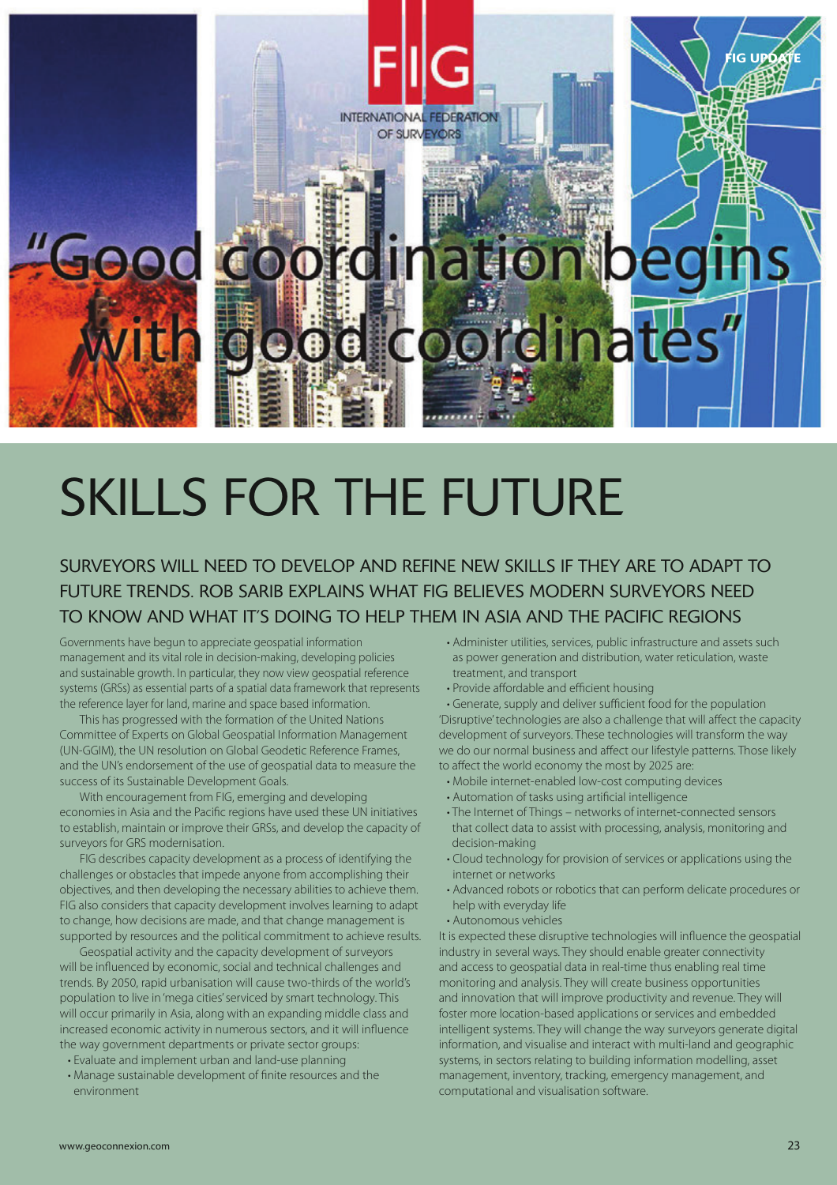"Good coordination begins with good coordinates"

# SKILLS FOR THE FUTURE

## SURVEYORS WILL NEED TO DEVELOP AND REFINE NEW SKILLS IF THEY ARE TO ADAPT TO FUTURE TRENDS. ROB SARIB EXPLAINS WHAT FIG BELIEVES MODERN SURVEYORS NEED TO KNOW AND WHAT IT'S DOING TO HELP THEM IN ASIA AND THE PACIFIC REGIONS

Governments have begun to appreciate geospatial information management and its vital role in decision-making, developing policies and sustainable growth. In particular, they now view geospatial reference systems (GRSs) as essential parts of a spatial data framework that represents the reference layer for land, marine and space based information.

This has progressed with the formation of the United Nations Committee of Experts on Global Geospatial Information Management (UN-GGIM), the UN resolution on Global Geodetic Reference Frames, and the UN's endorsement of the use of geospatial data to measure the success of its Sustainable Development Goals.

With encouragement from FIG, emerging and developing economies in Asia and the Pacific regions have used these UN initiatives to establish, maintain or improve their GRSs, and develop the capacity of surveyors for GRS modernisation.

FIG describes capacity development as a process of identifying the challenges or obstacles that impede anyone from accomplishing their objectives, and then developing the necessary abilities to achieve them. FIG also considers that capacity development involves learning to adapt to change, how decisions are made, and that change management is supported by resources and the political commitment to achieve results.

Geospatial activity and the capacity development of surveyors will be influenced by economic, social and technical challenges and trends. By 2050, rapid urbanisation will cause two-thirds of the world's population to live in 'mega cities' serviced by smart technology. This will occur primarily in Asia, along with an expanding middle class and increased economic activity in numerous sectors, and it will influence the way government departments or private sector groups:

- Evaluate and implement urban and land-use planning
- Manage sustainable development of finite resources and the environment
- Administer utilities, services, public infrastructure and assets such as power generation and distribution, water reticulation, waste treatment, and transport
- Provide affordable and efficient housing
- Generate, supply and deliver sufficient food for the population

'Disruptive' technologies are also a challenge that will affect the capacity development of surveyors. These technologies will transform the way we do our normal business and affect our lifestyle patterns. Those likely to affect the world economy the most by 2025 are:

- Mobile internet-enabled low-cost computing devices
- Automation of tasks using artificial intelligence
- The Internet of Things – networks of internet-connected sensors that collect data to assist with processing, analysis, monitoring and decision-making
- Cloud technology for provision of services or applications using the internet or networks
- Advanced robots or robotics that can perform delicate procedures or help with everyday life
- Autonomous vehicles

It is expected these disruptive technologies will influence the geospatial industry in several ways. They should enable greater connectivity and access to geospatial data in real-time thus enabling real time monitoring and analysis. They will create business opportunities and innovation that will improve productivity and revenue. They will foster more location-based applications or services and embedded intelligent systems. They will change the way surveyors generate digital information, and visualise and interact with multi-land and geographic systems, in sectors relating to building information modelling, asset management, inventory, tracking, emergency management, and computational and visualisation software.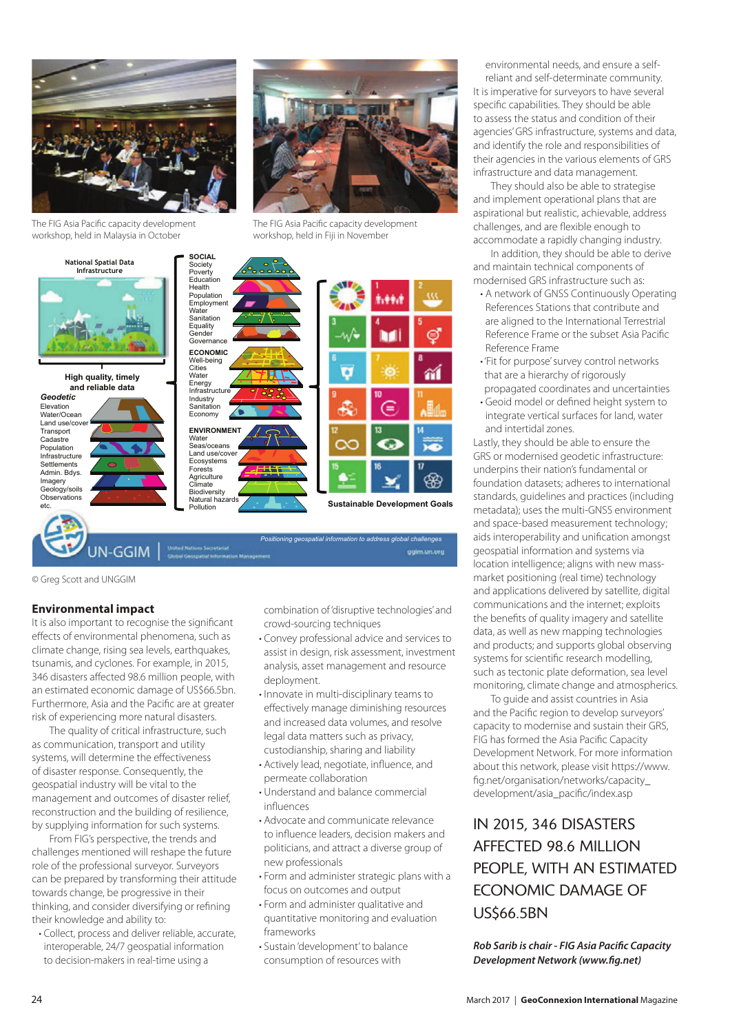The FIG Asia Pacific capacity development workshop, held in Malaysia in October

The FIG Asia Pacific capacity development workshop, held in Fiji in November

National Spatial Data Infrastructure

High quality, timely and reliable data

*Geodetic*
Elevation
Water/Ocean
Land use/cover
Transport
Cadastre
Population
Infrastructure
Settlements
Admin. Bdys.
Imagery
Geology/soils
Observations
etc.

SOCIAL
Society
Poverty
Education
Health
Population
Employment
Water
Sanitation
Equality
Gender
Governance

ECONOMIC
Well-being
Cities
Water
Energy
Infrastructure
Industry
Sanitation
Economy

ENVIRONMENT
Water
Seas/oceans
Land use/cover
Ecosystems
Forests
Agriculture
Climate
Biodiversity
Natural hazards
Pollution

Sustainable Development Goals

UN-GGIM | United Nations Secretariat Global Geospatial Information Management

Positioning geospatial information to address global challenges

ggim.un.org

© Greg Scott and UNGGIM

## Environmental impact

It is also important to recognise the significant effects of environmental phenomena, such as climate change, rising sea levels, earthquakes, tsunamis, and cyclones. For example, in 2015, 346 disasters affected 98.6 million people, with an estimated economic damage of US$66.5bn. Furthermore, Asia and the Pacific are at greater risk of experiencing more natural disasters.

The quality of critical infrastructure, such as communication, transport and utility systems, will determine the effectiveness of disaster response. Consequently, the geospatial industry will be vital to the management and outcomes of disaster relief, reconstruction and the building of resilience, by supplying information for such systems.

From FIG's perspective, the trends and challenges mentioned will reshape the future role of the professional surveyor. Surveyors can be prepared by transforming their attitude towards change, be progressive in their thinking, and consider diversifying or refining their knowledge and ability to:

- Collect, process and deliver reliable, accurate, interoperable, 24/7 geospatial information to decision-makers in real-time using a combination of 'disruptive technologies' and crowd-sourcing techniques
- Convey professional advice and services to assist in design, risk assessment, investment analysis, asset management and resource deployment.
- Innovate in multi-disciplinary teams to effectively manage diminishing resources and increased data volumes, and resolve legal data matters such as privacy, custodianship, sharing and liability
- Actively lead, negotiate, influence, and permeate collaboration
- Understand and balance commercial influences
- Advocate and communicate relevance to influence leaders, decision makers and politicians, and attract a diverse group of new professionals
- Form and administer strategic plans with a focus on outcomes and output
- Form and administer qualitative and quantitative monitoring and evaluation frameworks
- Sustain 'development' to balance consumption of resources with environmental needs, and ensure a self-reliant and self-determinate community.

It is imperative for surveyors to have several specific capabilities. They should be able to assess the status and condition of their agencies' GRS infrastructure, systems and data, and identify the role and responsibilities of their agencies in the various elements of GRS infrastructure and data management.

They should also be able to strategise and implement operational plans that are aspirational but realistic, achievable, address challenges, and are flexible enough to accommodate a rapidly changing industry.

In addition, they should be able to derive and maintain technical components of modernised GRS infrastructure such as:

- A network of GNSS Continuously Operating References Stations that contribute and are aligned to the International Terrestrial Reference Frame or the subset Asia Pacific Reference Frame
- 'Fit for purpose' survey control networks that are a hierarchy of rigorously propagated coordinates and uncertainties
- Geoid model or defined height system to integrate vertical surfaces for land, water and intertidal zones.

Lastly, they should be able to ensure the GRS or modernised geodetic infrastructure: underpins their nation's fundamental or foundation datasets; adheres to international standards, guidelines and practices (including metadata); uses the multi-GNSS environment and space-based measurement technology; aids interoperability and unification amongst geospatial information and systems via location intelligence; aligns with new mass-market positioning (real time) technology and applications delivered by satellite, digital communications and the internet; exploits the benefits of quality imagery and satellite data, as well as new mapping technologies and products; and supports global observing systems for scientific research modelling, such as tectonic plate deformation, sea level monitoring, climate change and atmospherics.

To guide and assist countries in Asia and the Pacific region to develop surveyors' capacity to modernise and sustain their GRS, FIG has formed the Asia Pacific Capacity Development Network. For more information about this network, please visit https://www.fig.net/organisation/networks/capacity_development/asia_pacific/index.asp

IN 2015, 346 DISASTERS AFFECTED 98.6 MILLION PEOPLE, WITH AN ESTIMATED ECONOMIC DAMAGE OF US$66.5BN

***Rob Sarib is chair - FIG Asia Pacific Capacity Development Network (www.fig.net)***